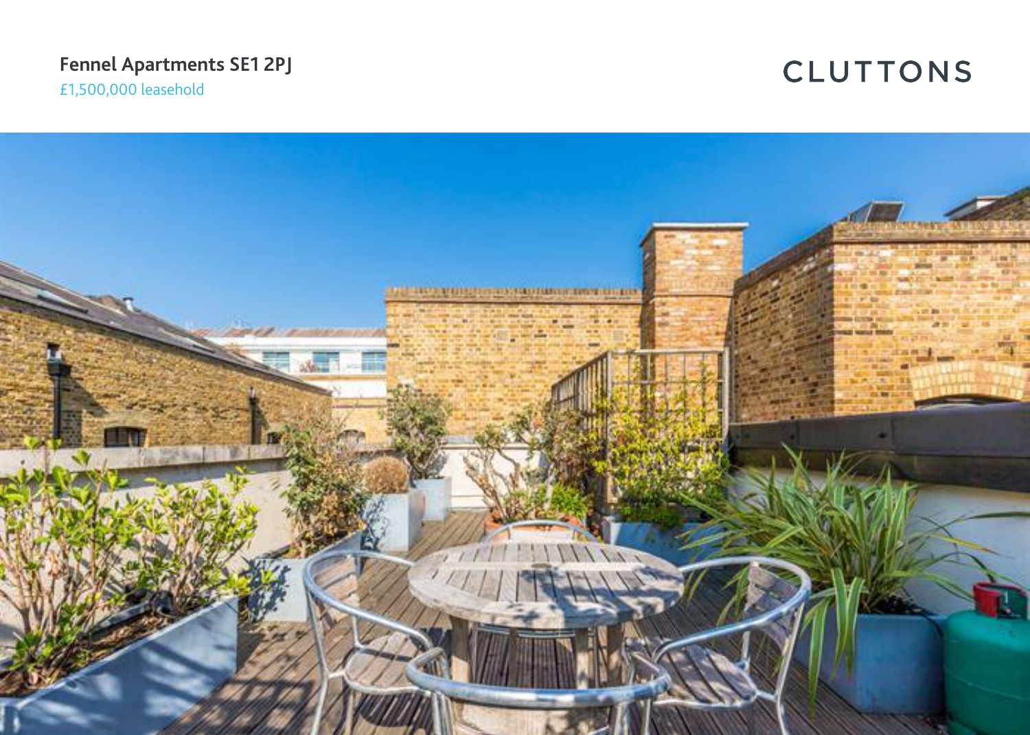# Fennel Apartments SE1 2PJ

£1,500,000 leasehold

CLUTTONS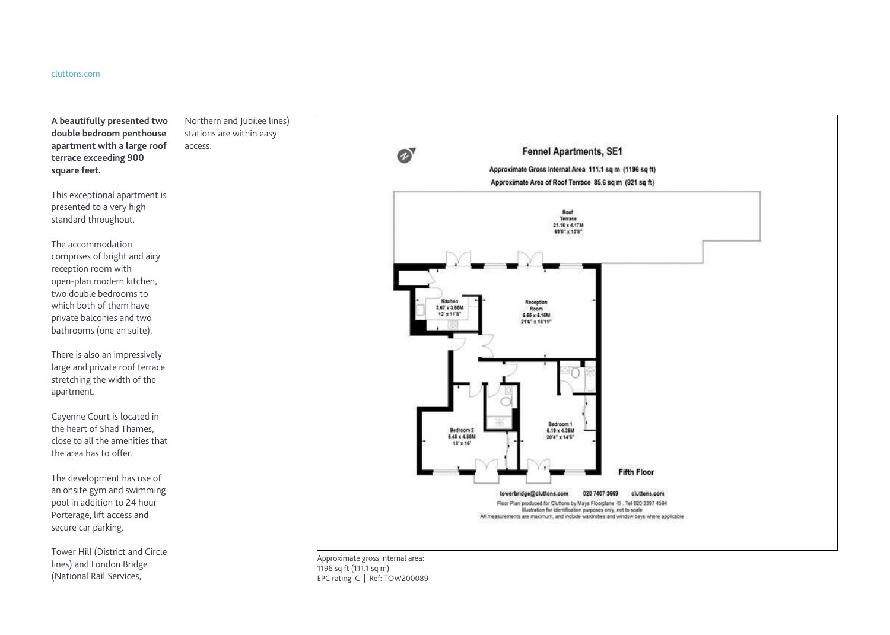cluttons.com

**A beautifully presented two double bedroom penthouse apartment with a large roof terrace exceeding 900 square feet.**

This exceptional apartment is presented to a very high standard throughout.

The accommodation comprises of bright and airy reception room with open-plan modern kitchen, two double bedrooms to which both of them have private balconies and two bathrooms (one en suite).

There is also an impressively large and private roof terrace stretching the width of the apartment.

Cayenne Court is located in the heart of Shad Thames, close to all the amenities that the area has to offer.

The development has use of an onsite gym and swimming pool in addition to 24 hour Porterage, lift access and secure car parking.

Tower Hill (District and Circle lines) and London Bridge (National Rail Services, Northern and Jubilee lines) stations are within easy access.

Fennel Apartments, SE1

Approximate Gross Internal Area 111.1 sq m (1196 sq ft)

Approximate Area of Roof Terrace 85.6 sq m (921 sq ft)

Roof Terrace
21.18 x 4.17M
69'6" x 13'8"

Kitchen
3.67 x 3.56M
12' x 11'8"

Reception Room
6.55 x 5.16M
21'6" x 16'11"

Bedroom 2
5.48 x 4.88M
18' x 16'

Bedroom 1
6.19 x 4.39M
20'4" x 14'6"

Fifth Floor

towerbridge@cluttons.com 020 7407 3669 cluttons.com

Floor Plan produced for Cluttons by Mays Floorplans ©. Tel 020 3397 4594
Illustration for identification purposes only, not to scale
All measurements are maximum, and include wardrobes and window bays where applicable

Approximate gross internal area:
1196 sq ft (111.1 sq m)
EPC rating: C | Ref: TOW200089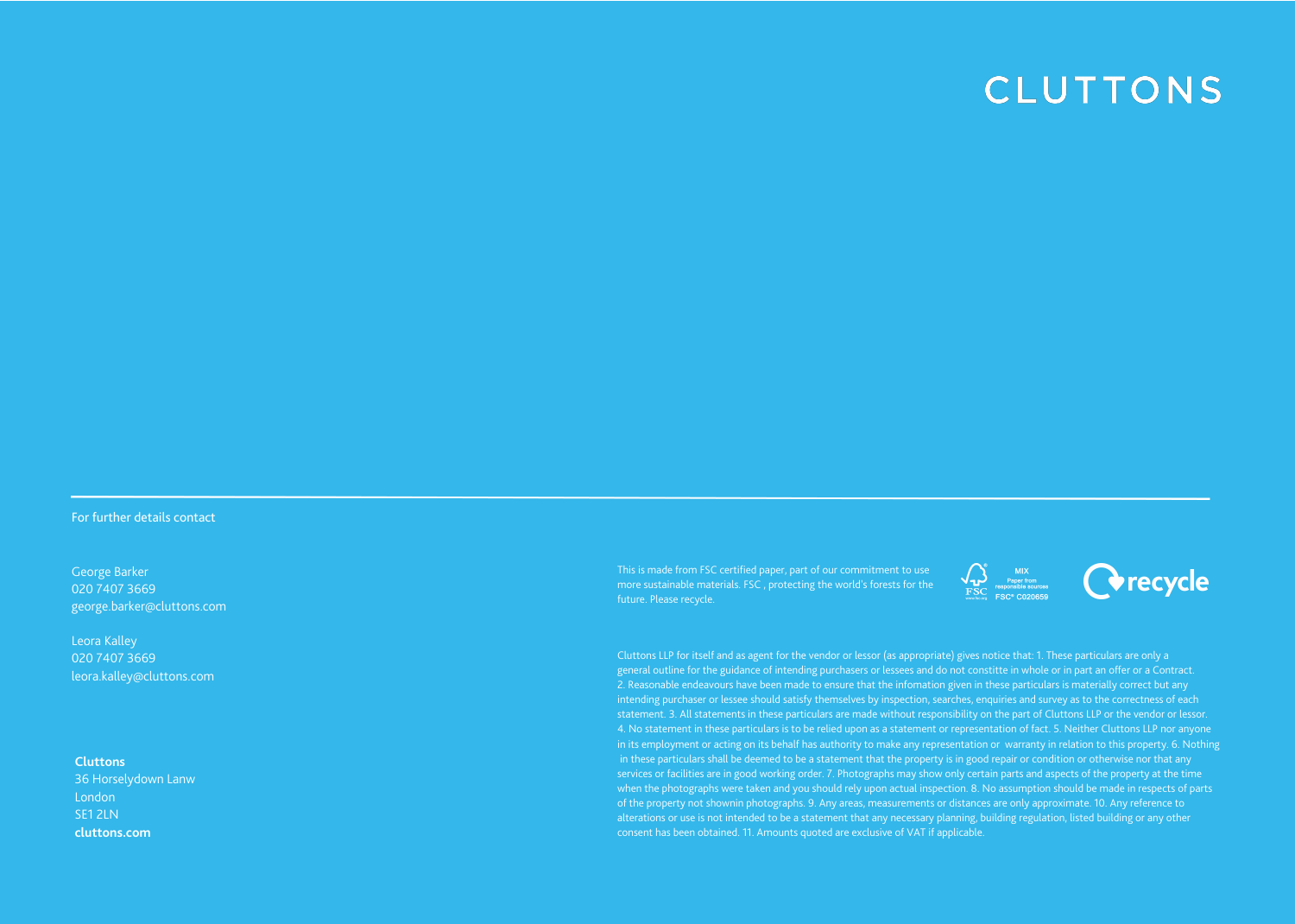# CLUTTONS

For further details contact

George Barker
020 7407 3669
george.barker@cluttons.com

Leora Kalley
020 7407 3669
leora.kalley@cluttons.com

**Cluttons**
36 Horselydown Lanw
London
SE1 2LN
**cluttons.com**

This is made from FSC certified paper, part of our commitment to use more sustainable materials. FSC , protecting the world's forests for the future. Please recycle.

MIX
Paper from responsible sources
FSC® C020659

recycle

Cluttons LLP for itself and as agent for the vendor or lessor (as appropriate) gives notice that: 1. These particulars are only a general outline for the guidance of intending purchasers or lessees and do not constitte in whole or in part an offer or a Contract. 2. Reasonable endeavours have been made to ensure that the infomation given in these particulars is materially correct but any intending purchaser or lessee should satisfy themselves by inspection, searches, enquiries and survey as to the correctness of each statement. 3. All statements in these particulars are made without responsibility on the part of Cluttons LLP or the vendor or lessor. 4. No statement in these particulars is to be relied upon as a statement or representation of fact. 5. Neither Cluttons LLP nor anyone in its employment or acting on its behalf has authority to make any representation or warranty in relation to this property. 6. Nothing in these particulars shall be deemed to be a statement that the property is in good repair or condition or otherwise nor that any services or facilities are in good working order. 7. Photographs may show only certain parts and aspects of the property at the time when the photographs were taken and you should rely upon actual inspection. 8. No assumption should be made in respects of parts of the property not shownin photographs. 9. Any areas, measurements or distances are only approximate. 10. Any reference to alterations or use is not intended to be a statement that any necessary planning, building regulation, listed building or any other consent has been obtained. 11. Amounts quoted are exclusive of VAT if applicable.